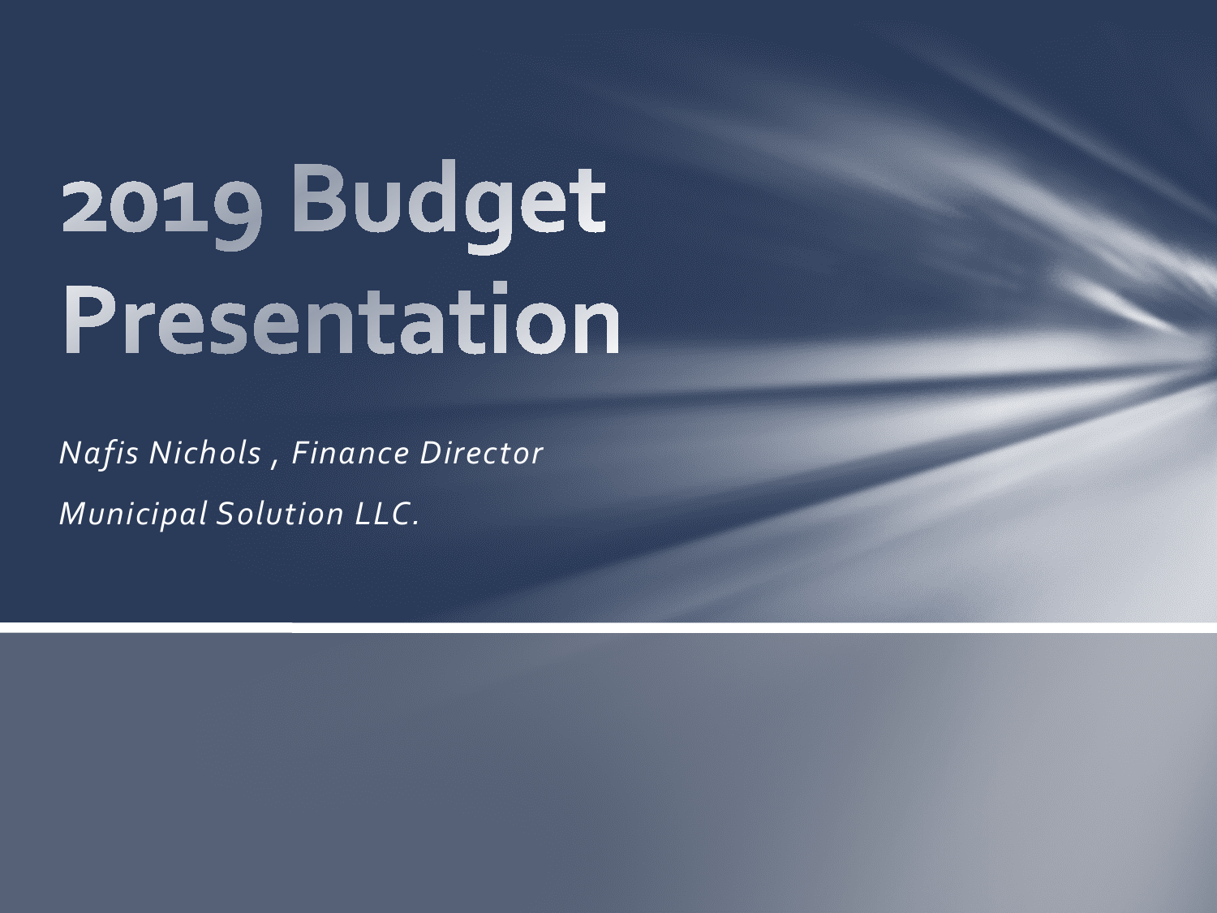# 2019 Budget Presentation

*Nafis Nichols , Finance Director*

*Municipal Solution LLC.*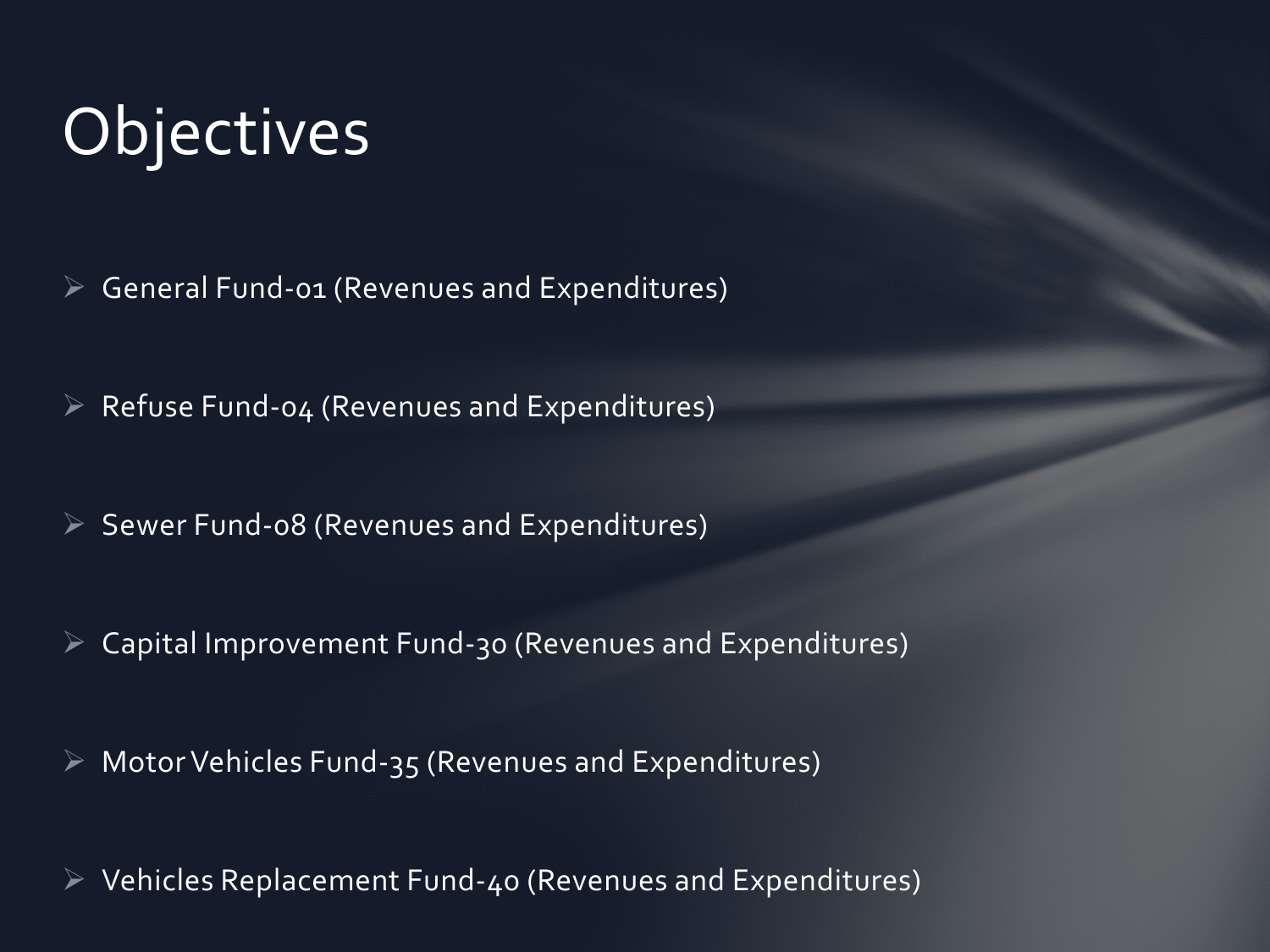# Objectives

- General Fund-01 (Revenues and Expenditures)
- Refuse Fund-04 (Revenues and Expenditures)
- Sewer Fund-08 (Revenues and Expenditures)
- Capital Improvement Fund-30 (Revenues and Expenditures)
- Motor Vehicles Fund-35 (Revenues and Expenditures)
- Vehicles Replacement Fund-40 (Revenues and Expenditures)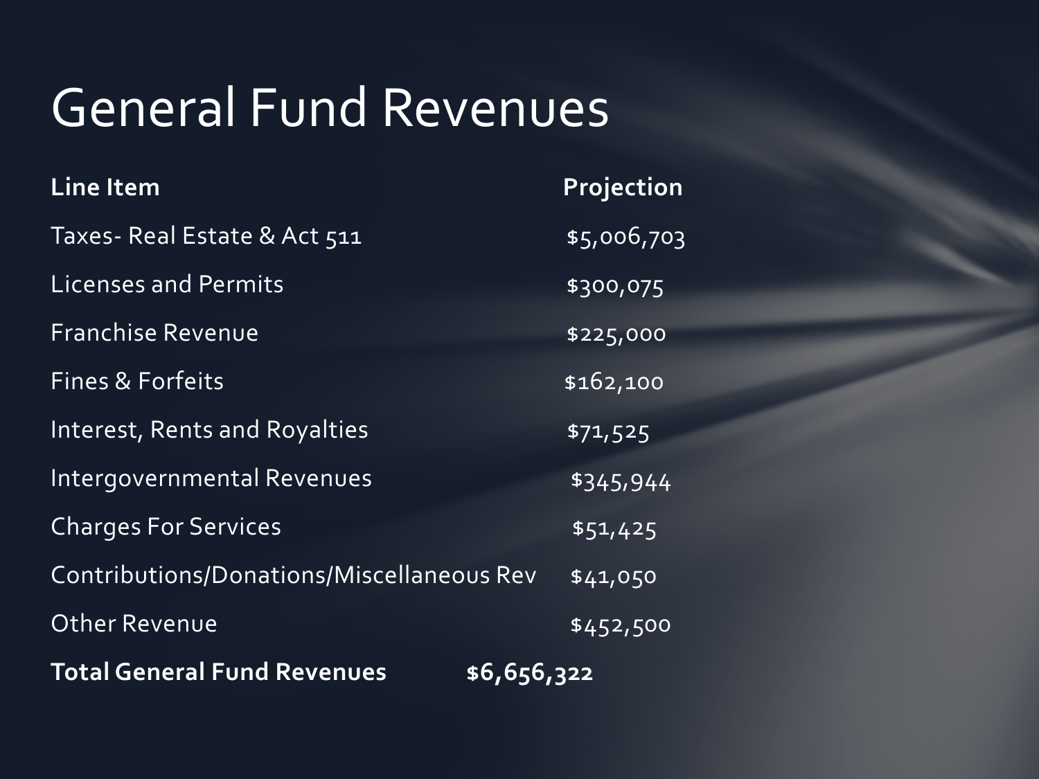# General Fund Revenues

| Line Item | Projection |
|---|---|
| Taxes- Real Estate & Act 511 | $5,006,703 |
| Licenses and Permits | $300,075 |
| Franchise Revenue | $225,000 |
| Fines & Forfeits | $162,100 |
| Interest, Rents and Royalties | $71,525 |
| Intergovernmental Revenues | $345,944 |
| Charges For Services | $51,425 |
| Contributions/Donations/Miscellaneous Rev | $41,050 |
| Other Revenue | $452,500 |
| **Total General Fund Revenues** | **$6,656,322** |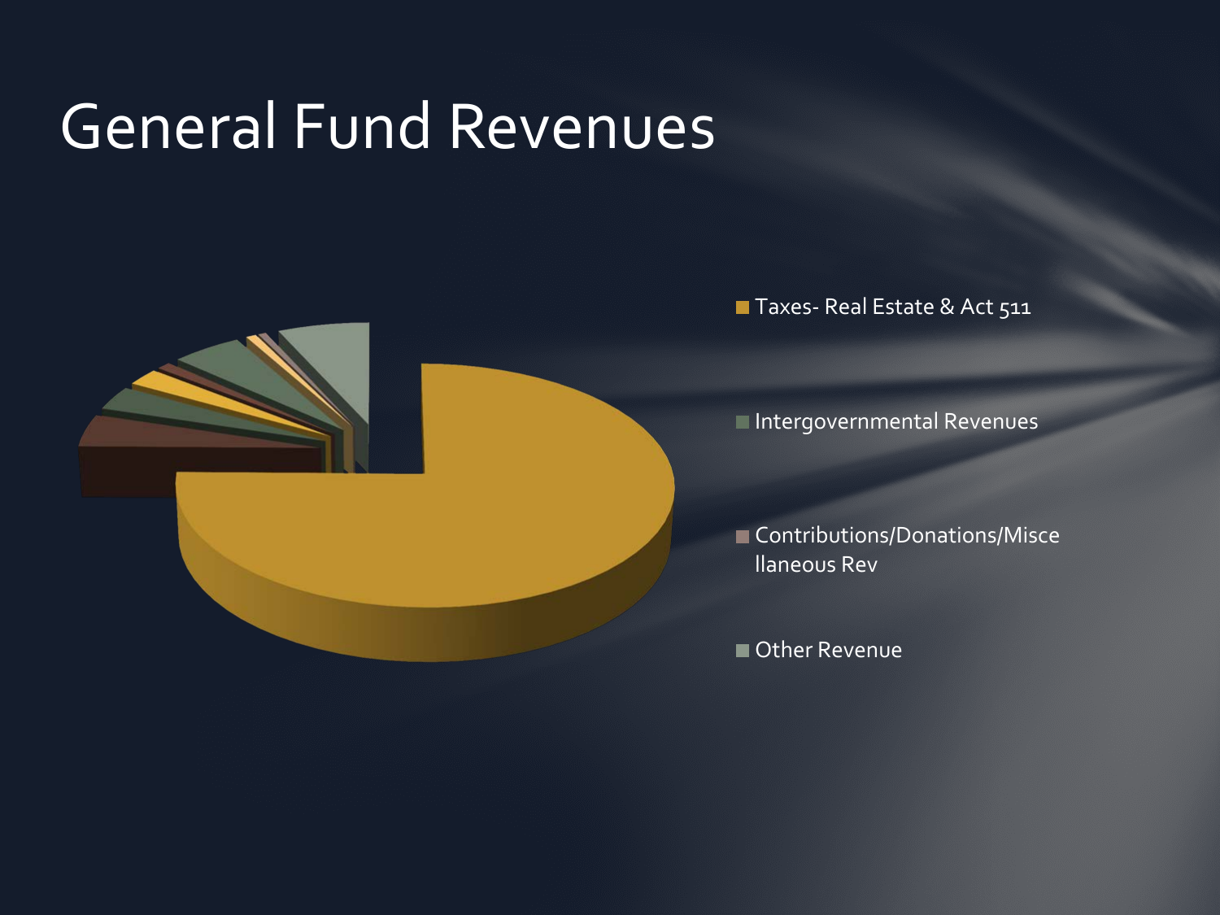# General Fund Revenues

- Taxes- Real Estate & Act 511
- Intergovernmental Revenues
- Contributions/Donations/Miscellaneous Rev
- Other Revenue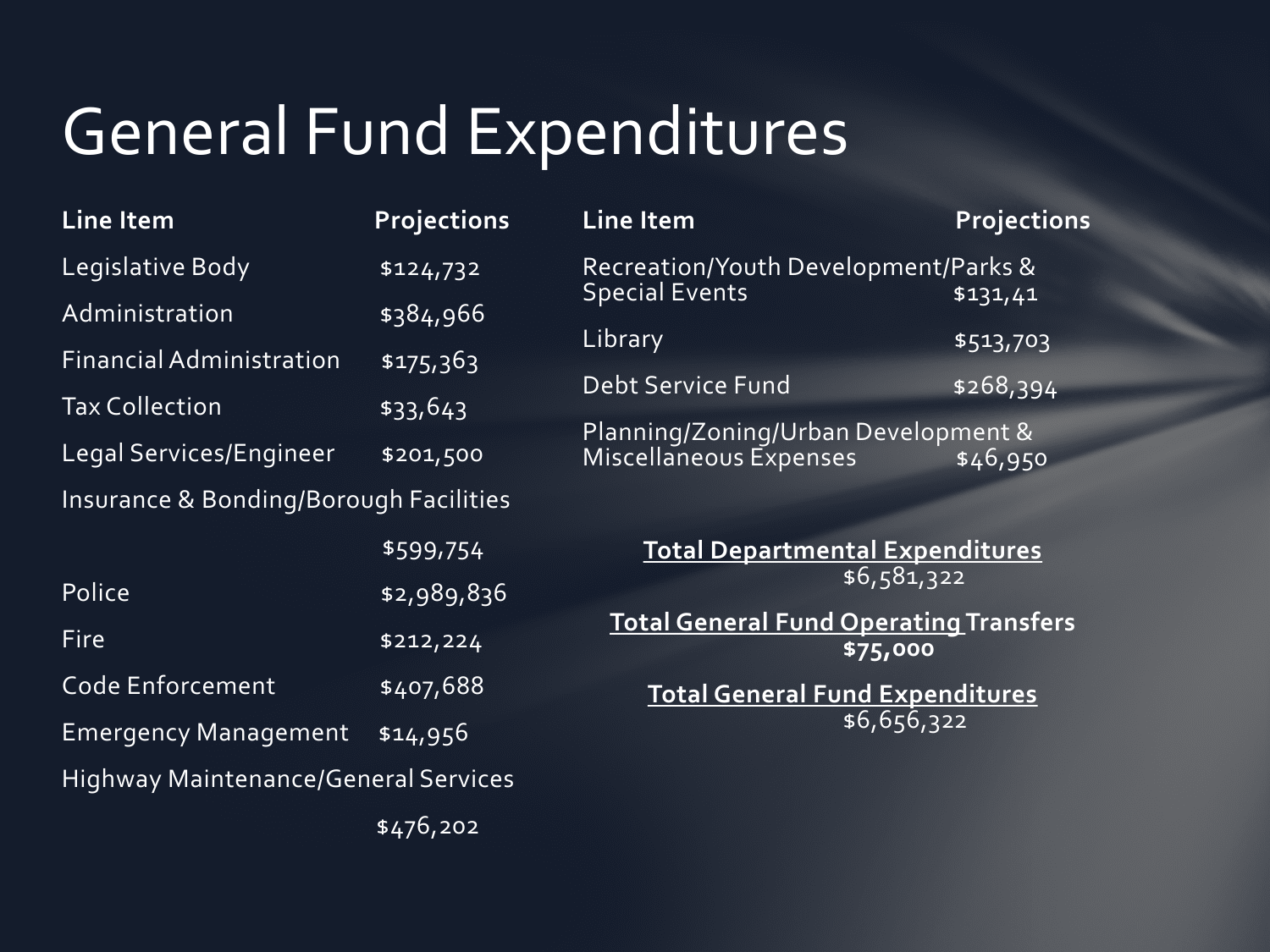# General Fund Expenditures

| Line Item | Projections |
|---|---|
| Legislative Body | $124,732 |
| Administration | $384,966 |
| Financial Administration | $175,363 |
| Tax Collection | $33,643 |
| Legal Services/Engineer | $201,500 |
| Insurance & Bonding/Borough Facilities | $599,754 |
| Police | $2,989,836 |
| Fire | $212,224 |
| Code Enforcement | $407,688 |
| Emergency Management | $14,956 |
| Highway Maintenance/General Services | $476,202 |

| Line Item | Projections |
|---|---|
| Recreation/Youth Development/Parks & Special Events | $131,41 |
| Library | $513,703 |
| Debt Service Fund | $268,394 |
| Planning/Zoning/Urban Development & Miscellaneous Expenses | $46,950 |

**Total Departmental Expenditures**
$6,581,322

**Total General Fund Operating Transfers**
**$75,000**

**Total General Fund Expenditures**
$6,656,322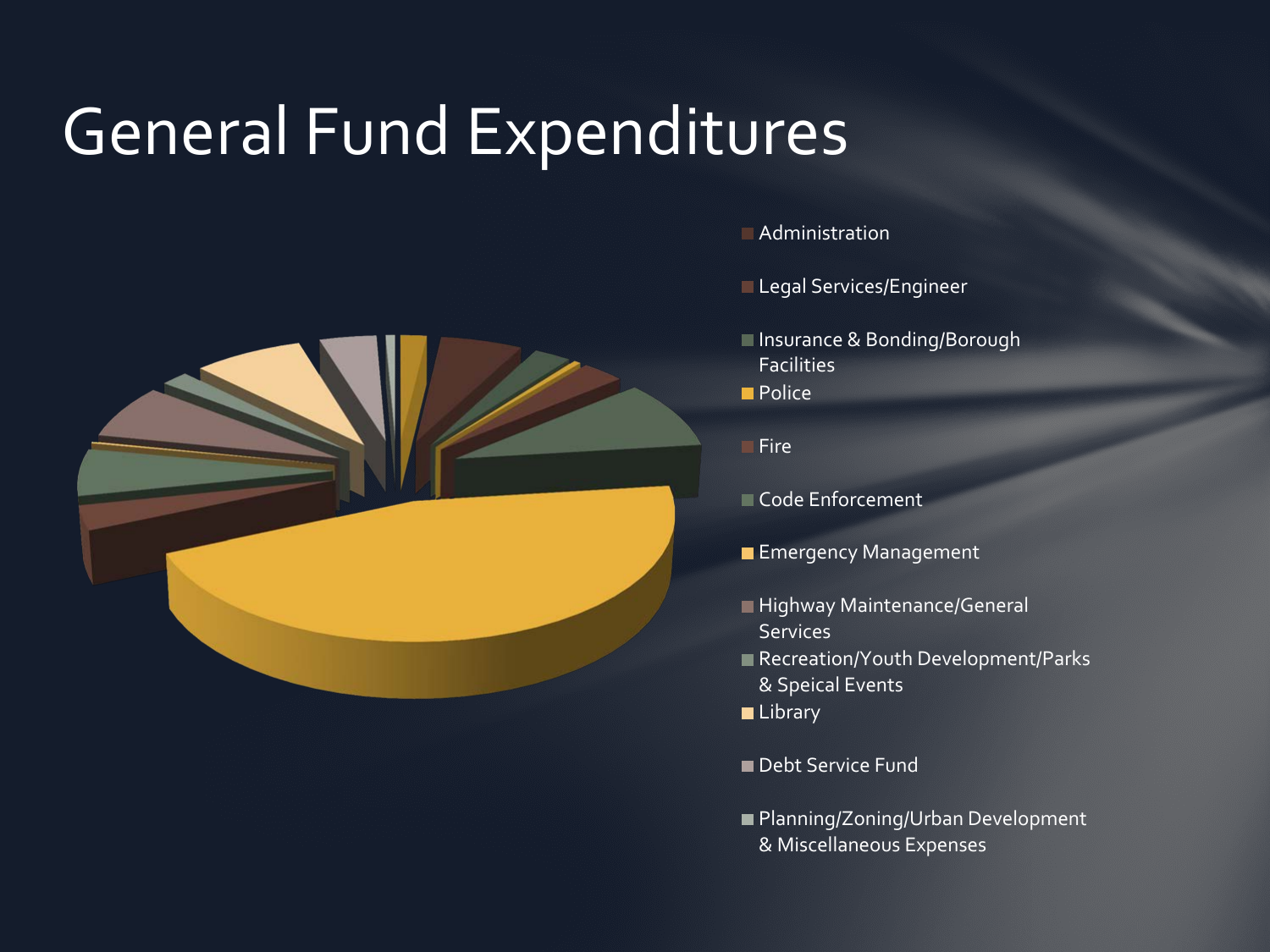# General Fund Expenditures

- Administration
- Legal Services/Engineer
- Insurance & Bonding/Borough Facilities
- Police
- Fire
- Code Enforcement
- Emergency Management
- Highway Maintenance/General Services
- Recreation/Youth Development/Parks & Speical Events
- Library
- Debt Service Fund
- Planning/Zoning/Urban Development & Miscellaneous Expenses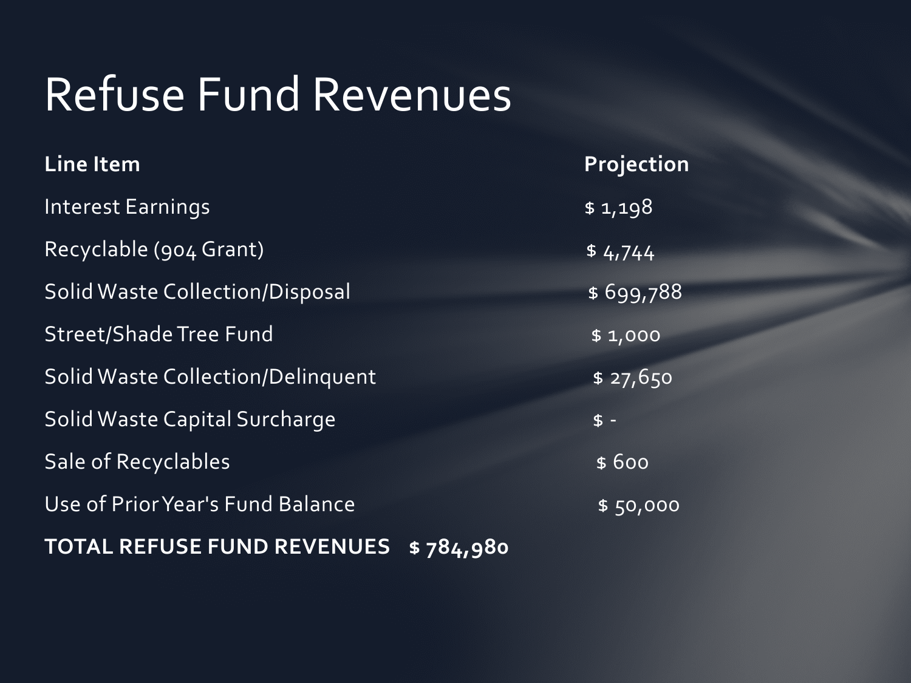# Refuse Fund Revenues

| Line Item | Projection |
|---|---|
| Interest Earnings | $ 1,198 |
| Recyclable (904 Grant) | $ 4,744 |
| Solid Waste Collection/Disposal | $ 699,788 |
| Street/Shade Tree Fund | $ 1,000 |
| Solid Waste Collection/Delinquent | $ 27,650 |
| Solid Waste Capital Surcharge | $ - |
| Sale of Recyclables | $ 600 |
| Use of Prior Year's Fund Balance | $ 50,000 |

**TOTAL REFUSE FUND REVENUES $ 784,980**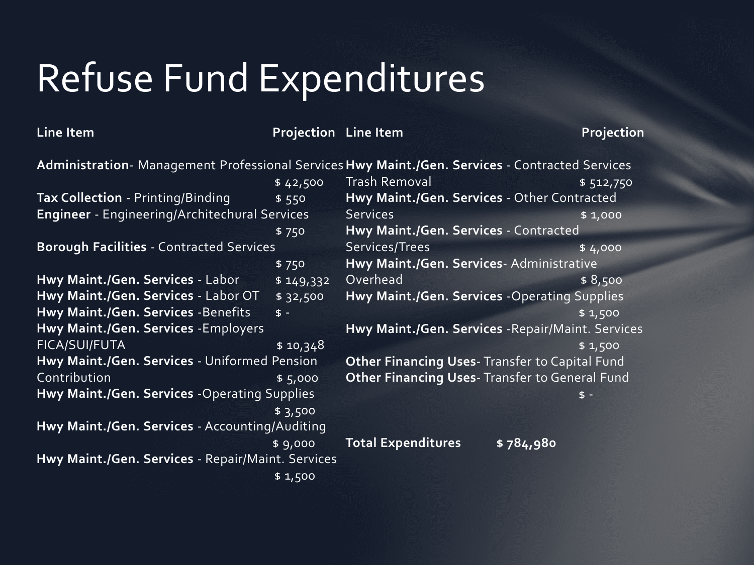# Refuse Fund Expenditures

| Line Item | Projection |
|---|---|
| **Administration**- Management Professional Services | $ 42,500 |
| **Tax Collection** - Printing/Binding | $ 550 |
| **Engineer** - Engineering/Architechural Services | $ 750 |
| **Borough Facilities** - Contracted Services | $ 750 |
| **Hwy Maint./Gen. Services** - Labor | $ 149,332 |
| **Hwy Maint./Gen. Services** - Labor OT | $ 32,500 |
| **Hwy Maint./Gen. Services** -Benefits | $ - |
| **Hwy Maint./Gen. Services** -Employers FICA/SUI/FUTA | $ 10,348 |
| **Hwy Maint./Gen. Services** - Uniformed Pension Contribution | $ 5,000 |
| **Hwy Maint./Gen. Services** -Operating Supplies | $ 3,500 |
| **Hwy Maint./Gen. Services** - Accounting/Auditing | $ 9,000 |
| **Hwy Maint./Gen. Services** - Repair/Maint. Services | $ 1,500 |
| **Hwy Maint./Gen. Services** - Contracted Services Trash Removal | $ 512,750 |
| **Hwy Maint./Gen. Services** - Other Contracted Services | $ 1,000 |
| **Hwy Maint./Gen. Services** - Contracted Services/Trees | $ 4,000 |
| **Hwy Maint./Gen. Services**- Administrative Overhead | $ 8,500 |
| **Hwy Maint./Gen. Services** -Operating Supplies | $ 1,500 |
| **Hwy Maint./Gen. Services** -Repair/Maint. Services | $ 1,500 |
| **Other Financing Uses**- Transfer to Capital Fund | |
| **Other Financing Uses**- Transfer to General Fund | $ - |

**Total Expenditures** **$ 784,980**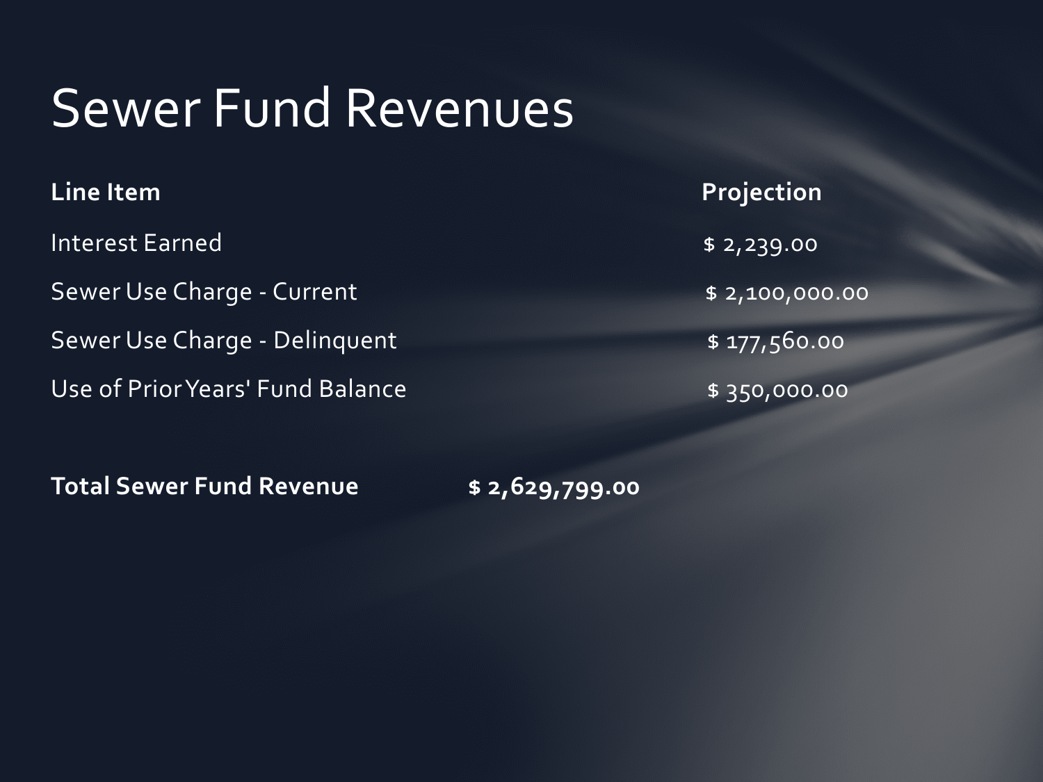# Sewer Fund Revenues

| Line Item | Projection |
| --- | --- |
| Interest Earned | $ 2,239.00 |
| Sewer Use Charge - Current | $ 2,100,000.00 |
| Sewer Use Charge - Delinquent | $ 177,560.00 |
| Use of Prior Years' Fund Balance | $ 350,000.00 |

**Total Sewer Fund Revenue** **$ 2,629,799.00**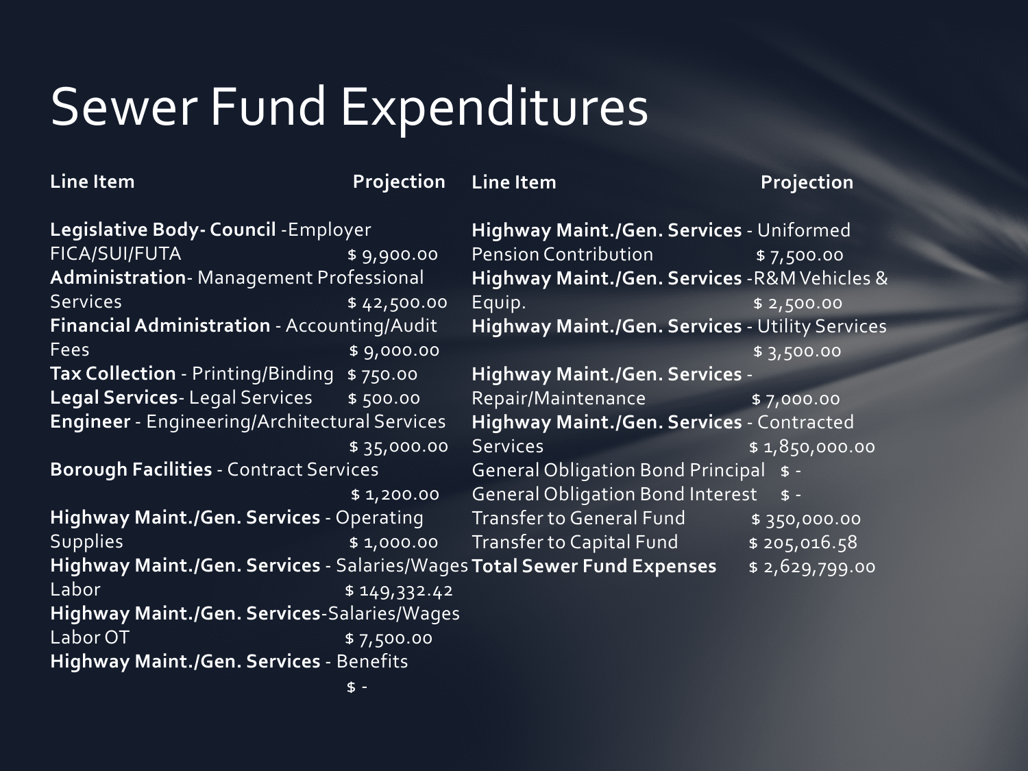# Sewer Fund Expenditures

| Line Item | Projection |
|---|---|
| **Legislative Body- Council** -Employer FICA/SUI/FUTA | $ 9,900.00 |
| **Administration**- Management Professional Services | $ 42,500.00 |
| **Financial Administration** - Accounting/Audit Fees | $ 9,000.00 |
| **Tax Collection** - Printing/Binding | $ 750.00 |
| **Legal Services**- Legal Services | $ 500.00 |
| **Engineer** - Engineering/Architectural Services | $ 35,000.00 |
| **Borough Facilities** - Contract Services | $ 1,200.00 |
| **Highway Maint./Gen. Services** - Operating Supplies | $ 1,000.00 |
| **Highway Maint./Gen. Services** - Salaries/Wages Labor | $ 149,332.42 |
| **Highway Maint./Gen. Services**-Salaries/Wages Labor OT | $ 7,500.00 |
| **Highway Maint./Gen. Services** - Benefits | $ - |
| **Highway Maint./Gen. Services** - Uniformed Pension Contribution | $ 7,500.00 |
| **Highway Maint./Gen. Services** -R&M Vehicles & Equip. | $ 2,500.00 |
| **Highway Maint./Gen. Services** - Utility Services | $ 3,500.00 |
| **Highway Maint./Gen. Services** - Repair/Maintenance | $ 7,000.00 |
| **Highway Maint./Gen. Services** - Contracted Services | $ 1,850,000.00 |
| General Obligation Bond Principal | $ - |
| General Obligation Bond Interest | $ - |
| Transfer to General Fund | $ 350,000.00 |
| Transfer to Capital Fund | $ 205,016.58 |
| **Total Sewer Fund Expenses** | $ 2,629,799.00 |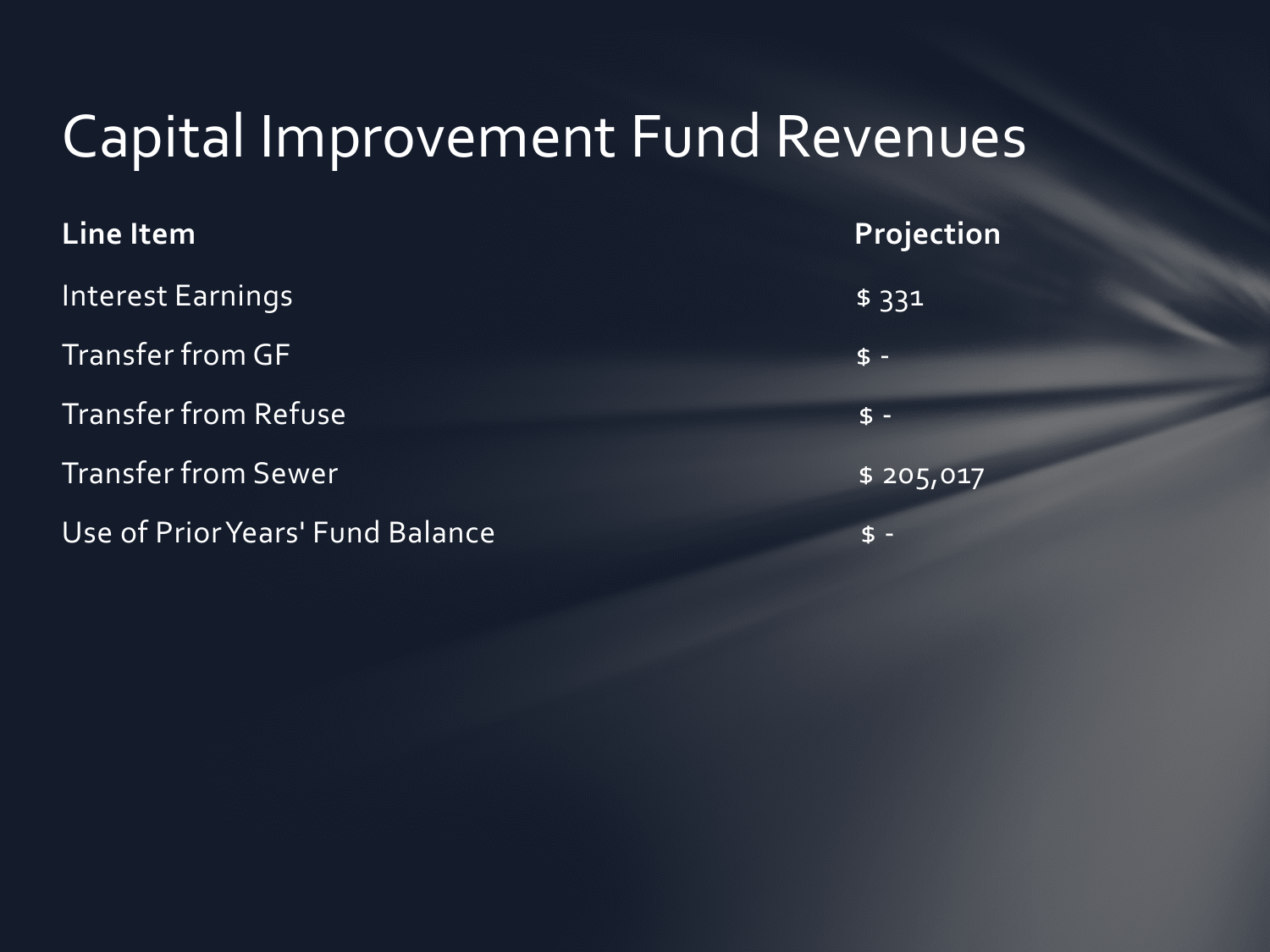# Capital Improvement Fund Revenues

| Line Item | Projection |
| --- | --- |
| Interest Earnings | $ 331 |
| Transfer from GF | $ - |
| Transfer from Refuse | $ - |
| Transfer from Sewer | $ 205,017 |
| Use of Prior Years' Fund Balance | $ - |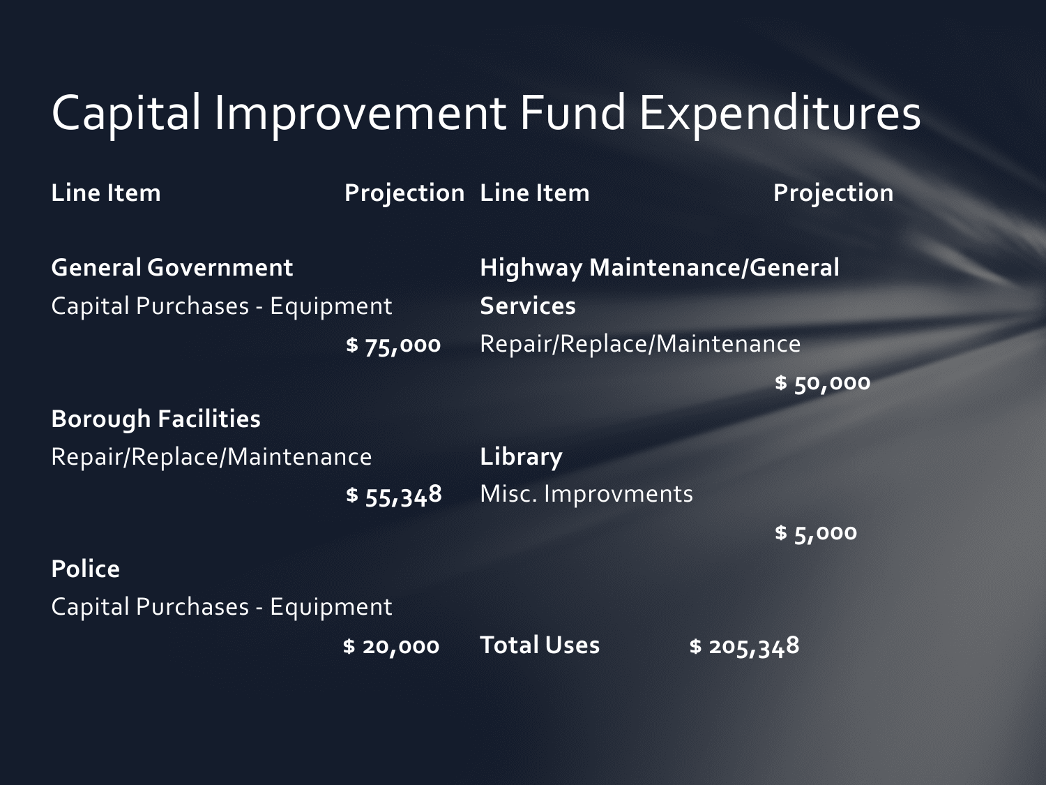# Capital Improvement Fund Expenditures

| Line Item | Projection | Line Item | Projection |
|---|---|---|---|
| **General Government** | | **Highway Maintenance/General Services** | |
| Capital Purchases - Equipment | **$ 75,000** | Repair/Replace/Maintenance | **$ 50,000** |
| **Borough Facilities** | | **Library** | |
| Repair/Replace/Maintenance | **$ 55,348** | Misc. Improvments | **$ 5,000** |
| **Police** | | | |
| Capital Purchases - Equipment | **$ 20,000** | **Total Uses** | **$ 205,348** |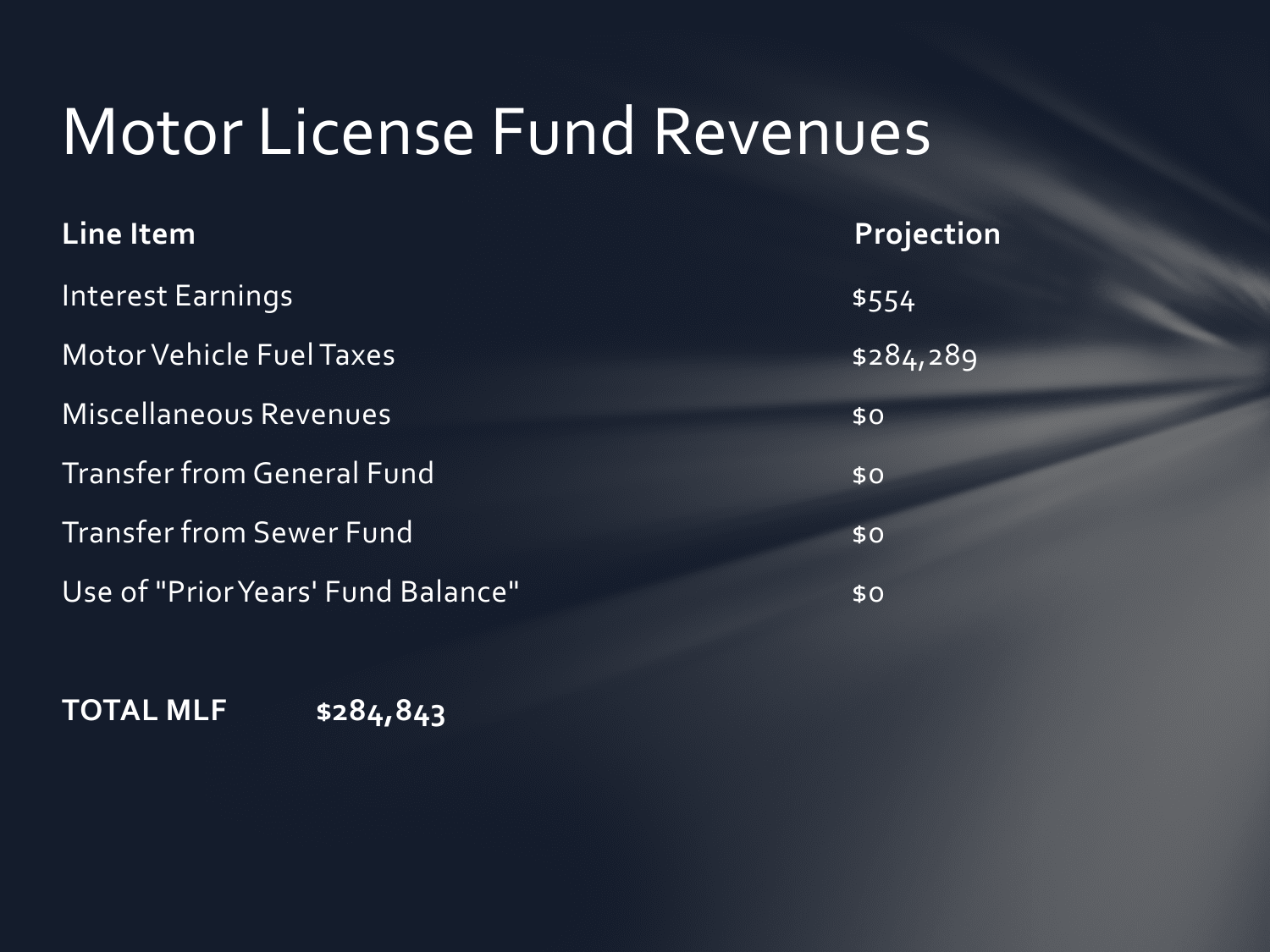# Motor License Fund Revenues

| Line Item | Projection |
| --- | --- |
| Interest Earnings | $554 |
| Motor Vehicle Fuel Taxes | $284,289 |
| Miscellaneous Revenues | $0 |
| Transfer from General Fund | $0 |
| Transfer from Sewer Fund | $0 |
| Use of "Prior Years' Fund Balance" | $0 |

**TOTAL MLF** **$284,843**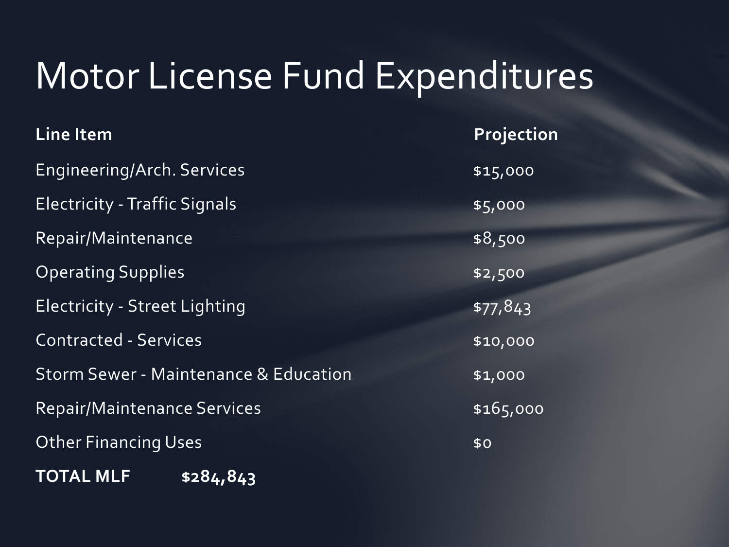# Motor License Fund Expenditures

| Line Item | Projection |
| --- | --- |
| Engineering/Arch. Services | $15,000 |
| Electricity - Traffic Signals | $5,000 |
| Repair/Maintenance | $8,500 |
| Operating Supplies | $2,500 |
| Electricity - Street Lighting | $77,843 |
| Contracted - Services | $10,000 |
| Storm Sewer - Maintenance & Education | $1,000 |
| Repair/Maintenance Services | $165,000 |
| Other Financing Uses | $0 |

**TOTAL MLF $284,843**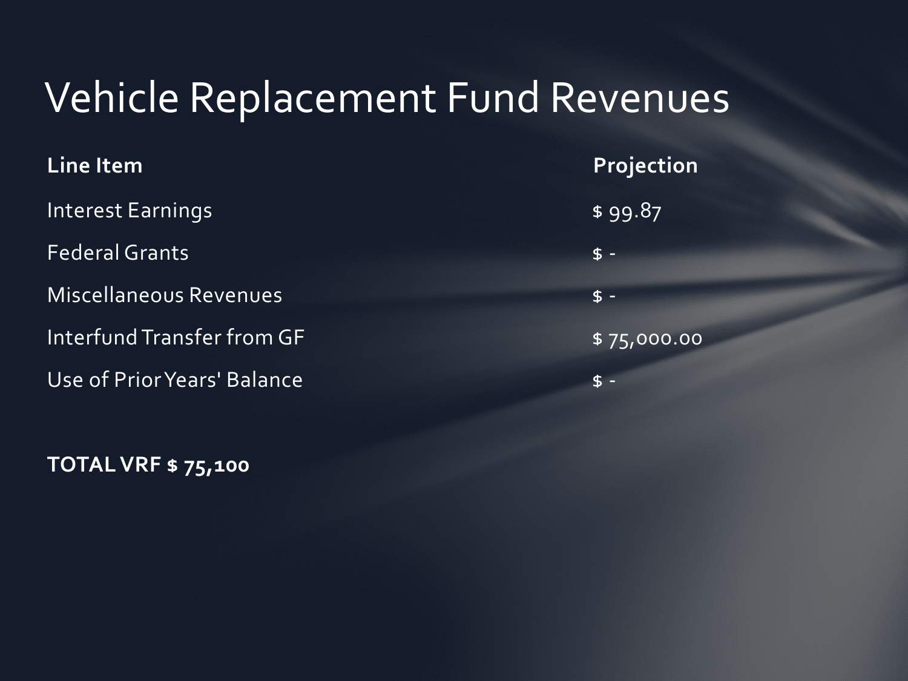# Vehicle Replacement Fund Revenues

| Line Item | Projection |
| --- | --- |
| Interest Earnings | $ 99.87 |
| Federal Grants | $ - |
| Miscellaneous Revenues | $ - |
| Interfund Transfer from GF | $ 75,000.00 |
| Use of Prior Years' Balance | $ - |

**TOTAL VRF $ 75,100**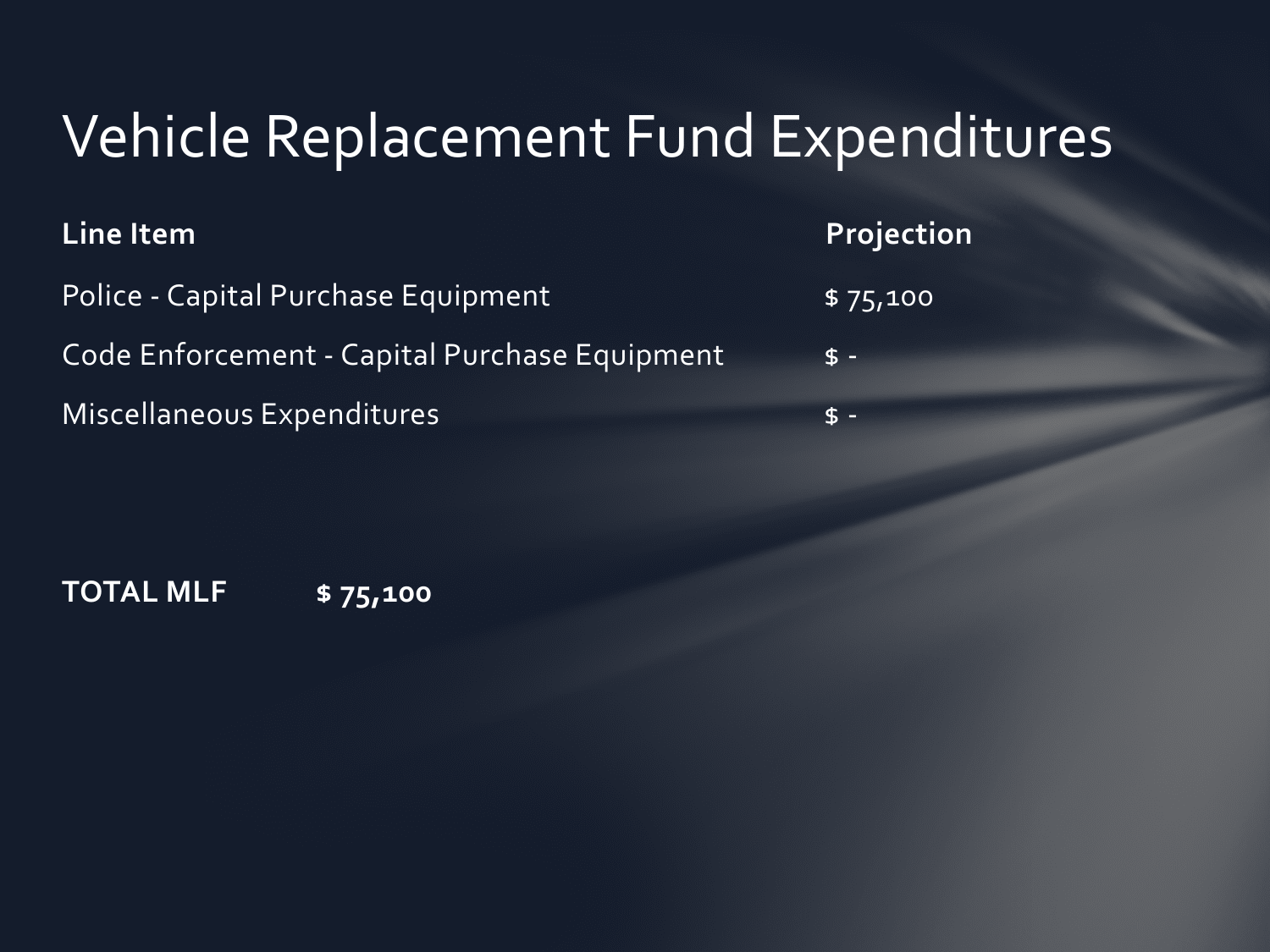# Vehicle Replacement Fund Expenditures

| Line Item | Projection |
|---|---|
| Police - Capital Purchase Equipment | $ 75,100 |
| Code Enforcement - Capital Purchase Equipment | $ - |
| Miscellaneous Expenditures | $ - |

**TOTAL MLF** **$ 75,100**